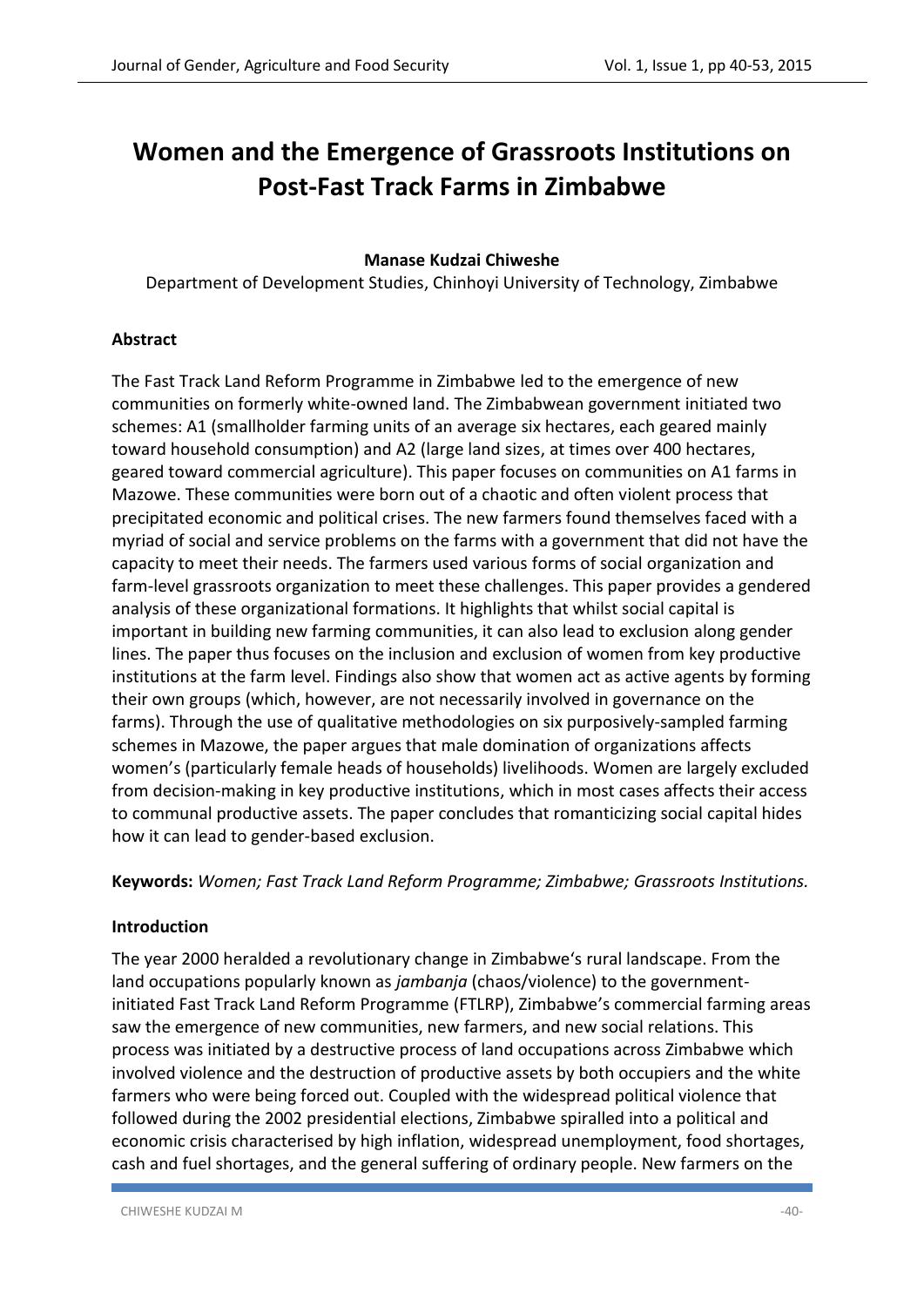# Women and the Emergence of Grassroots Institutions on Post-Fast Track Farms in Zimbabwe

**Manase Kudzai Chiweshe**

Department of Development Studies, Chinhoyi University of Technology, Zimbabwe

## Abstract

The Fast Track Land Reform Programme in Zimbabwe led to the emergence of new communities on formerly white-owned land. The Zimbabwean government initiated two schemes: A1 (smallholder farming units of an average six hectares, each geared mainly toward household consumption) and A2 (large land sizes, at times over 400 hectares, geared toward commercial agriculture). This paper focuses on communities on A1 farms in Mazowe. These communities were born out of a chaotic and often violent process that precipitated economic and political crises. The new farmers found themselves faced with a myriad of social and service problems on the farms with a government that did not have the capacity to meet their needs. The farmers used various forms of social organization and farm-level grassroots organization to meet these challenges. This paper provides a gendered analysis of these organizational formations. It highlights that whilst social capital is important in building new farming communities, it can also lead to exclusion along gender lines. The paper thus focuses on the inclusion and exclusion of women from key productive institutions at the farm level. Findings also show that women act as active agents by forming their own groups (which, however, are not necessarily involved in governance on the farms). Through the use of qualitative methodologies on six purposively-sampled farming schemes in Mazowe, the paper argues that male domination of organizations affects women's (particularly female heads of households) livelihoods. Women are largely excluded from decision-making in key productive institutions, which in most cases affects their access to communal productive assets. The paper concludes that romanticizing social capital hides how it can lead to gender-based exclusion.

**Keywords:** *Women; Fast Track Land Reform Programme; Zimbabwe; Grassroots Institutions.*

## Introduction

The year 2000 heralded a revolutionary change in Zimbabwe's rural landscape. From the land occupations popularly known as *jambanja* (chaos/violence) to the government-initiated Fast Track Land Reform Programme (FTLRP), Zimbabwe's commercial farming areas saw the emergence of new communities, new farmers, and new social relations. This process was initiated by a destructive process of land occupations across Zimbabwe which involved violence and the destruction of productive assets by both occupiers and the white farmers who were being forced out. Coupled with the widespread political violence that followed during the 2002 presidential elections, Zimbabwe spiralled into a political and economic crisis characterised by high inflation, widespread unemployment, food shortages, cash and fuel shortages, and the general suffering of ordinary people. New farmers on the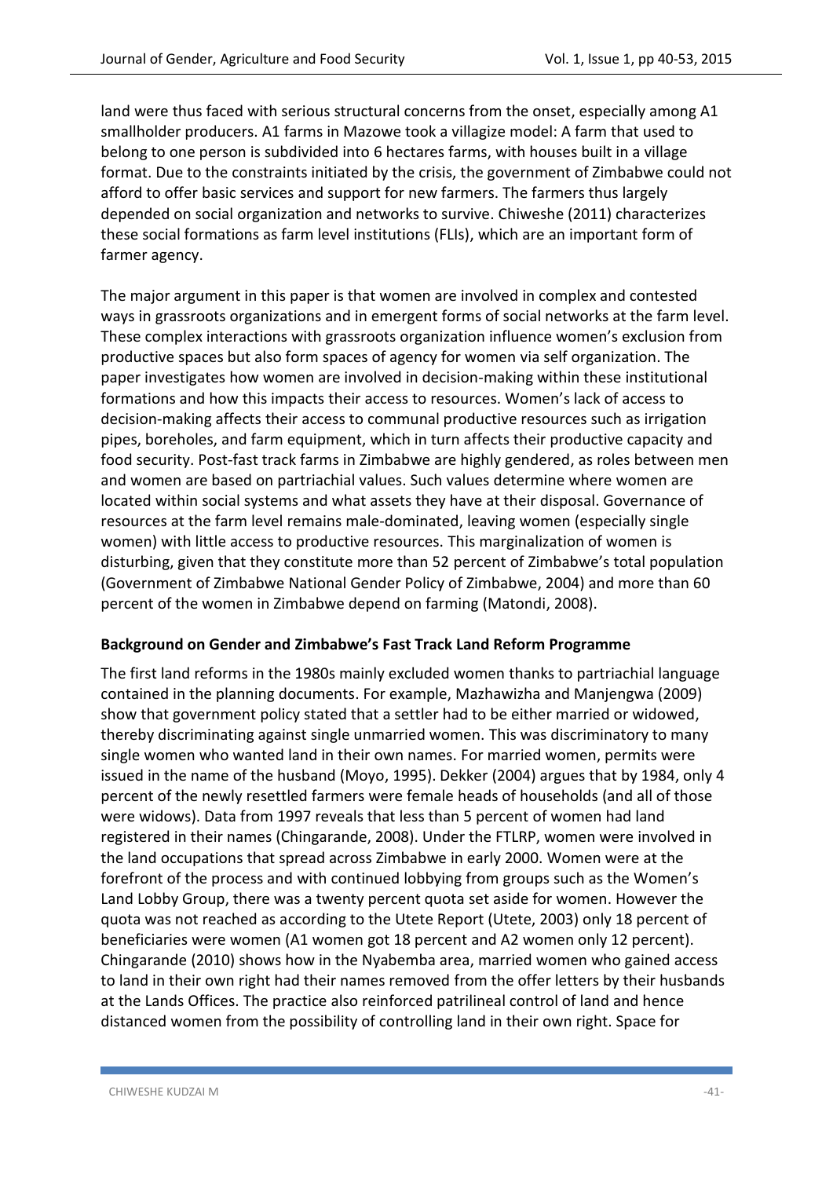land were thus faced with serious structural concerns from the onset, especially among A1 smallholder producers. A1 farms in Mazowe took a villagize model: A farm that used to belong to one person is subdivided into 6 hectares farms, with houses built in a village format. Due to the constraints initiated by the crisis, the government of Zimbabwe could not afford to offer basic services and support for new farmers. The farmers thus largely depended on social organization and networks to survive. Chiweshe (2011) characterizes these social formations as farm level institutions (FLIs), which are an important form of farmer agency.

The major argument in this paper is that women are involved in complex and contested ways in grassroots organizations and in emergent forms of social networks at the farm level. These complex interactions with grassroots organization influence women's exclusion from productive spaces but also form spaces of agency for women via self organization. The paper investigates how women are involved in decision-making within these institutional formations and how this impacts their access to resources. Women's lack of access to decision-making affects their access to communal productive resources such as irrigation pipes, boreholes, and farm equipment, which in turn affects their productive capacity and food security. Post-fast track farms in Zimbabwe are highly gendered, as roles between men and women are based on partriachial values. Such values determine where women are located within social systems and what assets they have at their disposal. Governance of resources at the farm level remains male-dominated, leaving women (especially single women) with little access to productive resources. This marginalization of women is disturbing, given that they constitute more than 52 percent of Zimbabwe's total population (Government of Zimbabwe National Gender Policy of Zimbabwe, 2004) and more than 60 percent of the women in Zimbabwe depend on farming (Matondi, 2008).

## Background on Gender and Zimbabwe's Fast Track Land Reform Programme

The first land reforms in the 1980s mainly excluded women thanks to partriachial language contained in the planning documents. For example, Mazhawizha and Manjengwa (2009) show that government policy stated that a settler had to be either married or widowed, thereby discriminating against single unmarried women. This was discriminatory to many single women who wanted land in their own names. For married women, permits were issued in the name of the husband (Moyo, 1995). Dekker (2004) argues that by 1984, only 4 percent of the newly resettled farmers were female heads of households (and all of those were widows). Data from 1997 reveals that less than 5 percent of women had land registered in their names (Chingarande, 2008). Under the FTLRP, women were involved in the land occupations that spread across Zimbabwe in early 2000. Women were at the forefront of the process and with continued lobbying from groups such as the Women's Land Lobby Group, there was a twenty percent quota set aside for women. However the quota was not reached as according to the Utete Report (Utete, 2003) only 18 percent of beneficiaries were women (A1 women got 18 percent and A2 women only 12 percent). Chingarande (2010) shows how in the Nyabemba area, married women who gained access to land in their own right had their names removed from the offer letters by their husbands at the Lands Offices. The practice also reinforced patrilineal control of land and hence distanced women from the possibility of controlling land in their own right. Space for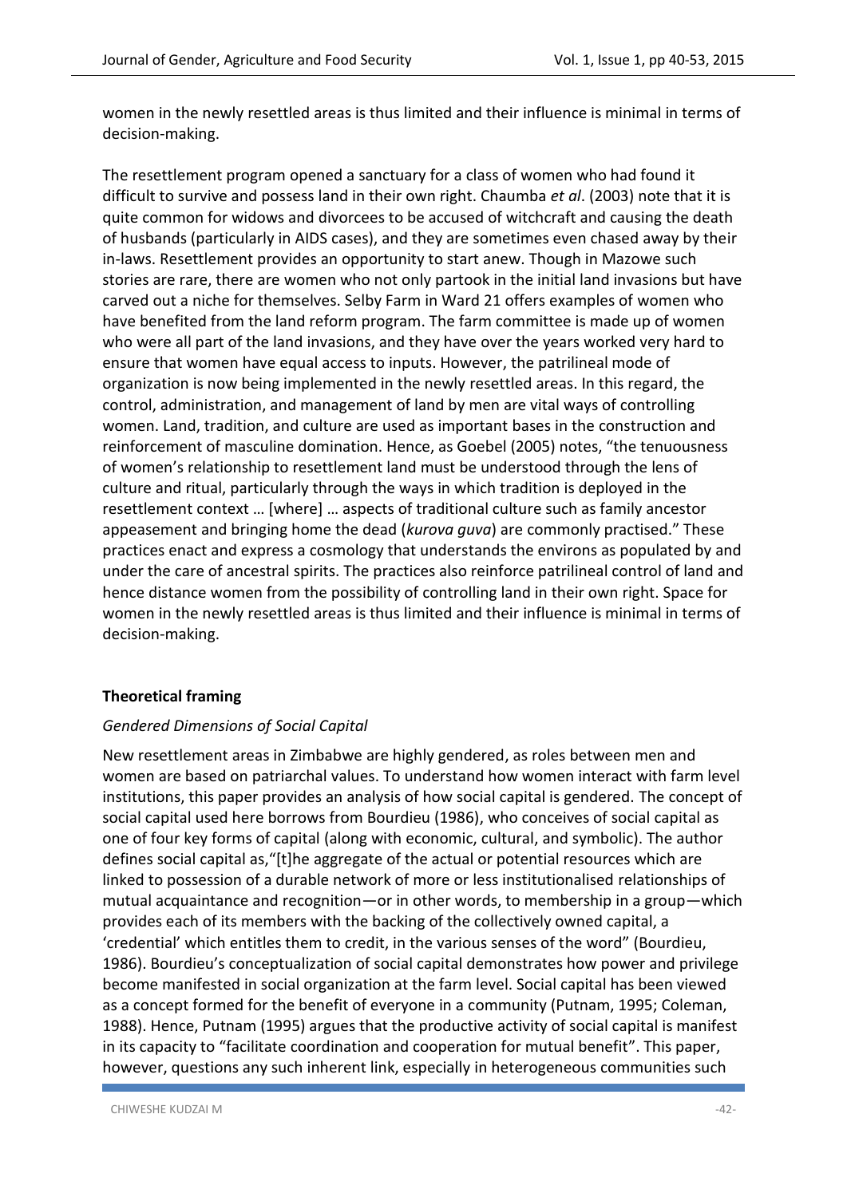women in the newly resettled areas is thus limited and their influence is minimal in terms of decision-making.

The resettlement program opened a sanctuary for a class of women who had found it difficult to survive and possess land in their own right. Chaumba *et al*. (2003) note that it is quite common for widows and divorcees to be accused of witchcraft and causing the death of husbands (particularly in AIDS cases), and they are sometimes even chased away by their in-laws. Resettlement provides an opportunity to start anew. Though in Mazowe such stories are rare, there are women who not only partook in the initial land invasions but have carved out a niche for themselves. Selby Farm in Ward 21 offers examples of women who have benefited from the land reform program. The farm committee is made up of women who were all part of the land invasions, and they have over the years worked very hard to ensure that women have equal access to inputs. However, the patrilineal mode of organization is now being implemented in the newly resettled areas. In this regard, the control, administration, and management of land by men are vital ways of controlling women. Land, tradition, and culture are used as important bases in the construction and reinforcement of masculine domination. Hence, as Goebel (2005) notes, "the tenuousness of women's relationship to resettlement land must be understood through the lens of culture and ritual, particularly through the ways in which tradition is deployed in the resettlement context … [where] … aspects of traditional culture such as family ancestor appeasement and bringing home the dead (*kurova guva*) are commonly practised." These practices enact and express a cosmology that understands the environs as populated by and under the care of ancestral spirits. The practices also reinforce patrilineal control of land and hence distance women from the possibility of controlling land in their own right. Space for women in the newly resettled areas is thus limited and their influence is minimal in terms of decision-making.

## Theoretical framing

### *Gendered Dimensions of Social Capital*

New resettlement areas in Zimbabwe are highly gendered, as roles between men and women are based on patriarchal values. To understand how women interact with farm level institutions, this paper provides an analysis of how social capital is gendered. The concept of social capital used here borrows from Bourdieu (1986), who conceives of social capital as one of four key forms of capital (along with economic, cultural, and symbolic). The author defines social capital as,"[t]he aggregate of the actual or potential resources which are linked to possession of a durable network of more or less institutionalised relationships of mutual acquaintance and recognition—or in other words, to membership in a group—which provides each of its members with the backing of the collectively owned capital, a 'credential' which entitles them to credit, in the various senses of the word" (Bourdieu, 1986). Bourdieu's conceptualization of social capital demonstrates how power and privilege become manifested in social organization at the farm level. Social capital has been viewed as a concept formed for the benefit of everyone in a community (Putnam, 1995; Coleman, 1988). Hence, Putnam (1995) argues that the productive activity of social capital is manifest in its capacity to "facilitate coordination and cooperation for mutual benefit". This paper, however, questions any such inherent link, especially in heterogeneous communities such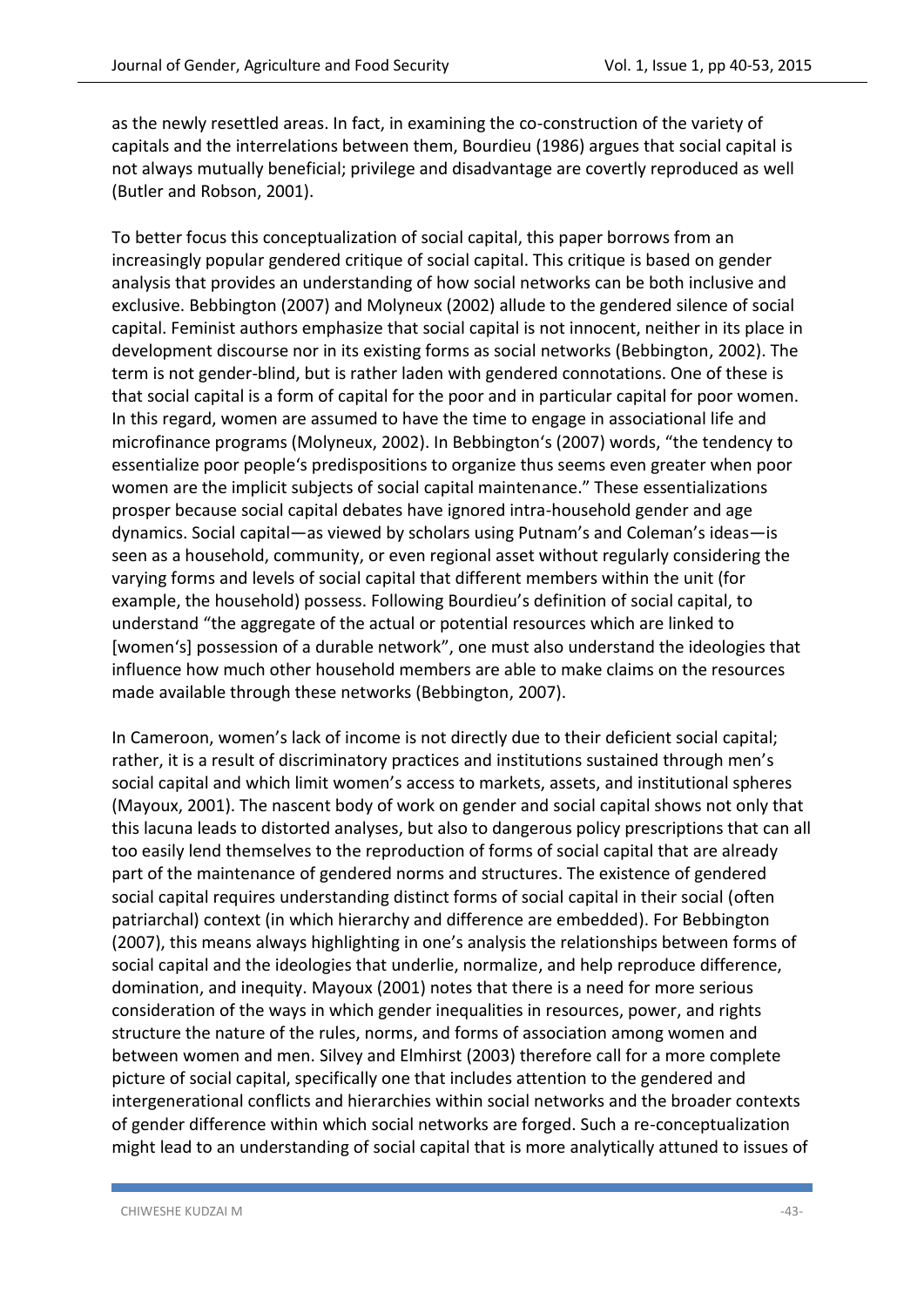as the newly resettled areas. In fact, in examining the co-construction of the variety of capitals and the interrelations between them, Bourdieu (1986) argues that social capital is not always mutually beneficial; privilege and disadvantage are covertly reproduced as well (Butler and Robson, 2001).

To better focus this conceptualization of social capital, this paper borrows from an increasingly popular gendered critique of social capital. This critique is based on gender analysis that provides an understanding of how social networks can be both inclusive and exclusive. Bebbington (2007) and Molyneux (2002) allude to the gendered silence of social capital. Feminist authors emphasize that social capital is not innocent, neither in its place in development discourse nor in its existing forms as social networks (Bebbington, 2002). The term is not gender-blind, but is rather laden with gendered connotations. One of these is that social capital is a form of capital for the poor and in particular capital for poor women. In this regard, women are assumed to have the time to engage in associational life and microfinance programs (Molyneux, 2002). In Bebbington's (2007) words, "the tendency to essentialize poor people's predispositions to organize thus seems even greater when poor women are the implicit subjects of social capital maintenance." These essentializations prosper because social capital debates have ignored intra-household gender and age dynamics. Social capital—as viewed by scholars using Putnam's and Coleman's ideas—is seen as a household, community, or even regional asset without regularly considering the varying forms and levels of social capital that different members within the unit (for example, the household) possess. Following Bourdieu's definition of social capital, to understand "the aggregate of the actual or potential resources which are linked to [women's] possession of a durable network", one must also understand the ideologies that influence how much other household members are able to make claims on the resources made available through these networks (Bebbington, 2007).

In Cameroon, women's lack of income is not directly due to their deficient social capital; rather, it is a result of discriminatory practices and institutions sustained through men's social capital and which limit women's access to markets, assets, and institutional spheres (Mayoux, 2001). The nascent body of work on gender and social capital shows not only that this lacuna leads to distorted analyses, but also to dangerous policy prescriptions that can all too easily lend themselves to the reproduction of forms of social capital that are already part of the maintenance of gendered norms and structures. The existence of gendered social capital requires understanding distinct forms of social capital in their social (often patriarchal) context (in which hierarchy and difference are embedded). For Bebbington (2007), this means always highlighting in one's analysis the relationships between forms of social capital and the ideologies that underlie, normalize, and help reproduce difference, domination, and inequity. Mayoux (2001) notes that there is a need for more serious consideration of the ways in which gender inequalities in resources, power, and rights structure the nature of the rules, norms, and forms of association among women and between women and men. Silvey and Elmhirst (2003) therefore call for a more complete picture of social capital, specifically one that includes attention to the gendered and intergenerational conflicts and hierarchies within social networks and the broader contexts of gender difference within which social networks are forged. Such a re-conceptualization might lead to an understanding of social capital that is more analytically attuned to issues of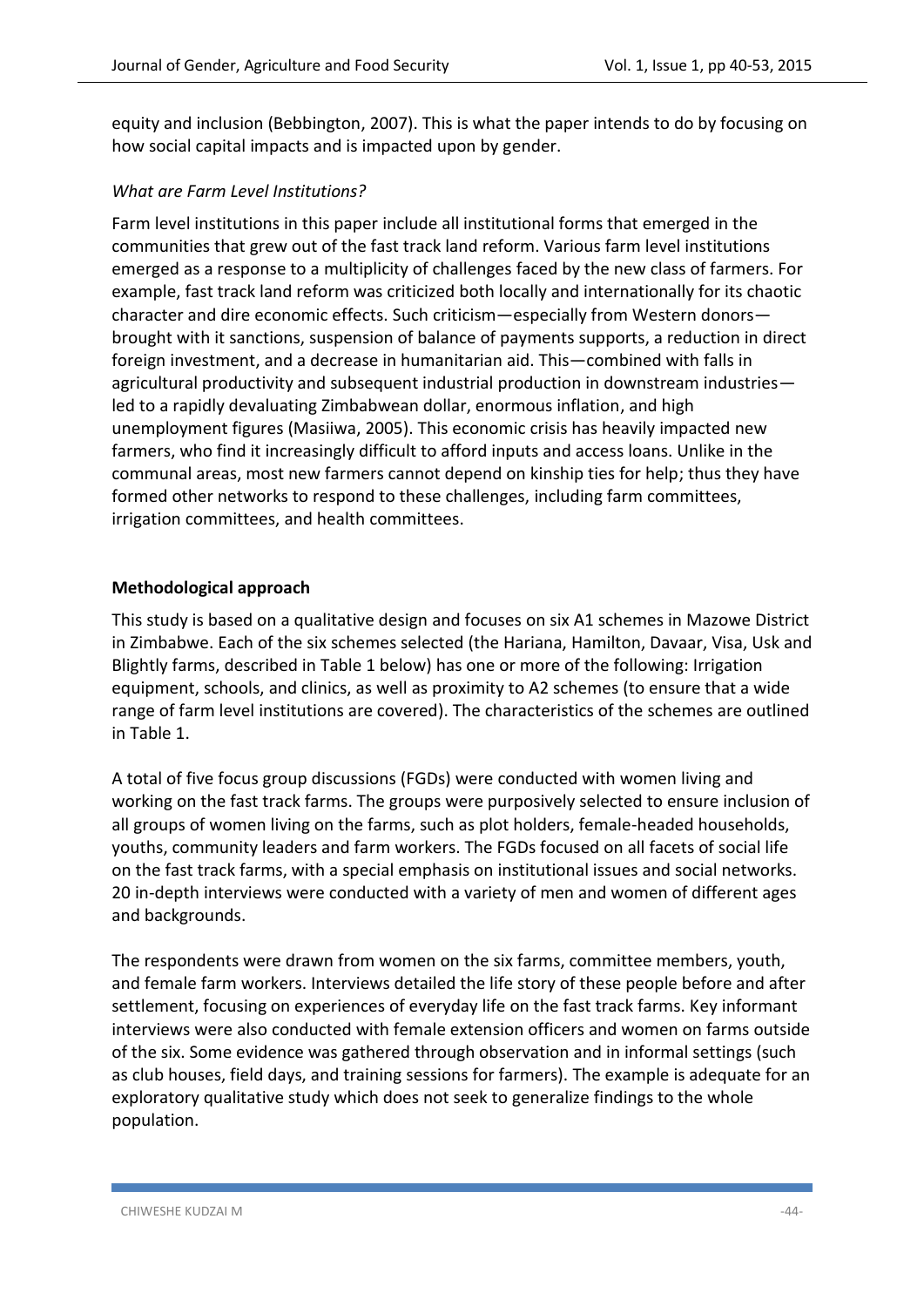equity and inclusion (Bebbington, 2007). This is what the paper intends to do by focusing on how social capital impacts and is impacted upon by gender.

### *What are Farm Level Institutions?*

Farm level institutions in this paper include all institutional forms that emerged in the communities that grew out of the fast track land reform. Various farm level institutions emerged as a response to a multiplicity of challenges faced by the new class of farmers. For example, fast track land reform was criticized both locally and internationally for its chaotic character and dire economic effects. Such criticism—especially from Western donors—brought with it sanctions, suspension of balance of payments supports, a reduction in direct foreign investment, and a decrease in humanitarian aid. This—combined with falls in agricultural productivity and subsequent industrial production in downstream industries—led to a rapidly devaluating Zimbabwean dollar, enormous inflation, and high unemployment figures (Masiiwa, 2005). This economic crisis has heavily impacted new farmers, who find it increasingly difficult to afford inputs and access loans. Unlike in the communal areas, most new farmers cannot depend on kinship ties for help; thus they have formed other networks to respond to these challenges, including farm committees, irrigation committees, and health committees.

## **Methodological approach**

This study is based on a qualitative design and focuses on six A1 schemes in Mazowe District in Zimbabwe. Each of the six schemes selected (the Hariana, Hamilton, Davaar, Visa, Usk and Blightly farms, described in Table 1 below) has one or more of the following: Irrigation equipment, schools, and clinics, as well as proximity to A2 schemes (to ensure that a wide range of farm level institutions are covered). The characteristics of the schemes are outlined in Table 1.

A total of five focus group discussions (FGDs) were conducted with women living and working on the fast track farms. The groups were purposively selected to ensure inclusion of all groups of women living on the farms, such as plot holders, female-headed households, youths, community leaders and farm workers. The FGDs focused on all facets of social life on the fast track farms, with a special emphasis on institutional issues and social networks. 20 in-depth interviews were conducted with a variety of men and women of different ages and backgrounds.

The respondents were drawn from women on the six farms, committee members, youth, and female farm workers. Interviews detailed the life story of these people before and after settlement, focusing on experiences of everyday life on the fast track farms. Key informant interviews were also conducted with female extension officers and women on farms outside of the six. Some evidence was gathered through observation and in informal settings (such as club houses, field days, and training sessions for farmers). The example is adequate for an exploratory qualitative study which does not seek to generalize findings to the whole population.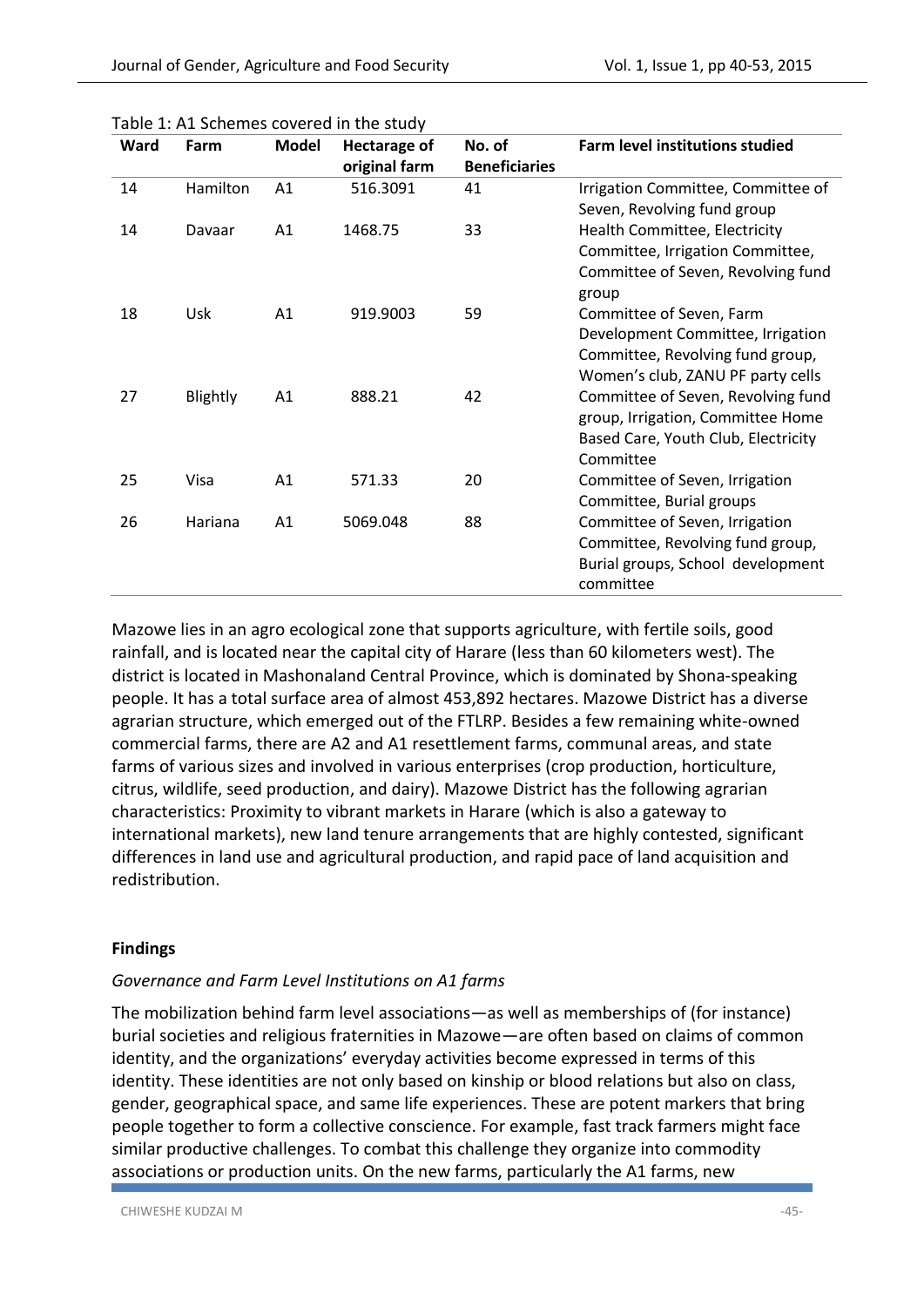Table 1: A1 Schemes covered in the study

| Ward | Farm | Model | Hectarage of original farm | No. of Beneficiaries | Farm level institutions studied |
|---|---|---|---|---|---|
| 14 | Hamilton | A1 | 516.3091 | 41 | Irrigation Committee, Committee of Seven, Revolving fund group |
| 14 | Davaar | A1 | 1468.75 | 33 | Health Committee, Electricity Committee, Irrigation Committee, Committee of Seven, Revolving fund group |
| 18 | Usk | A1 | 919.9003 | 59 | Committee of Seven, Farm Development Committee, Irrigation Committee, Revolving fund group, Women's club, ZANU PF party cells |
| 27 | Blightly | A1 | 888.21 | 42 | Committee of Seven, Revolving fund group, Irrigation, Committee Home Based Care, Youth Club, Electricity Committee |
| 25 | Visa | A1 | 571.33 | 20 | Committee of Seven, Irrigation Committee, Burial groups |
| 26 | Hariana | A1 | 5069.048 | 88 | Committee of Seven, Irrigation Committee, Revolving fund group, Burial groups, School development committee |

Mazowe lies in an agro ecological zone that supports agriculture, with fertile soils, good rainfall, and is located near the capital city of Harare (less than 60 kilometers west). The district is located in Mashonaland Central Province, which is dominated by Shona-speaking people. It has a total surface area of almost 453,892 hectares. Mazowe District has a diverse agrarian structure, which emerged out of the FTLRP. Besides a few remaining white-owned commercial farms, there are A2 and A1 resettlement farms, communal areas, and state farms of various sizes and involved in various enterprises (crop production, horticulture, citrus, wildlife, seed production, and dairy). Mazowe District has the following agrarian characteristics: Proximity to vibrant markets in Harare (which is also a gateway to international markets), new land tenure arrangements that are highly contested, significant differences in land use and agricultural production, and rapid pace of land acquisition and redistribution.

## Findings

### *Governance and Farm Level Institutions on A1 farms*

The mobilization behind farm level associations—as well as memberships of (for instance) burial societies and religious fraternities in Mazowe—are often based on claims of common identity, and the organizations' everyday activities become expressed in terms of this identity. These identities are not only based on kinship or blood relations but also on class, gender, geographical space, and same life experiences. These are potent markers that bring people together to form a collective conscience. For example, fast track farmers might face similar productive challenges. To combat this challenge they organize into commodity associations or production units. On the new farms, particularly the A1 farms, new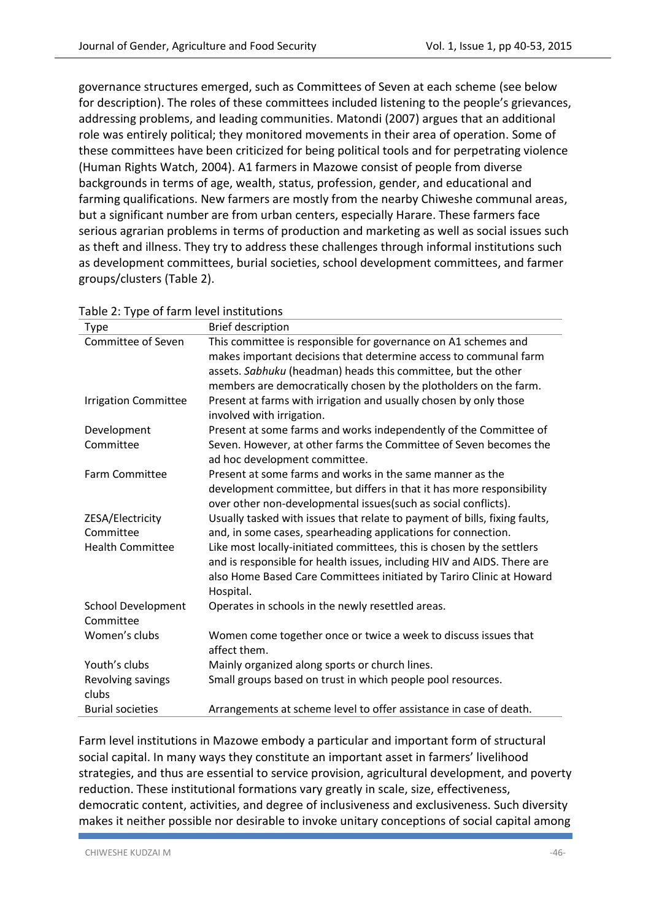governance structures emerged, such as Committees of Seven at each scheme (see below for description). The roles of these committees included listening to the people's grievances, addressing problems, and leading communities. Matondi (2007) argues that an additional role was entirely political; they monitored movements in their area of operation. Some of these committees have been criticized for being political tools and for perpetrating violence (Human Rights Watch, 2004). A1 farmers in Mazowe consist of people from diverse backgrounds in terms of age, wealth, status, profession, gender, and educational and farming qualifications. New farmers are mostly from the nearby Chiweshe communal areas, but a significant number are from urban centers, especially Harare. These farmers face serious agrarian problems in terms of production and marketing as well as social issues such as theft and illness. They try to address these challenges through informal institutions such as development committees, burial societies, school development committees, and farmer groups/clusters (Table 2).

Table 2: Type of farm level institutions

| Type | Brief description |
|---|---|
| Committee of Seven | This committee is responsible for governance on A1 schemes and makes important decisions that determine access to communal farm assets. *Sabhuku* (headman) heads this committee, but the other members are democratically chosen by the plotholders on the farm. |
| Irrigation Committee | Present at farms with irrigation and usually chosen by only those involved with irrigation. |
| Development Committee | Present at some farms and works independently of the Committee of Seven. However, at other farms the Committee of Seven becomes the ad hoc development committee. |
| Farm Committee | Present at some farms and works in the same manner as the development committee, but differs in that it has more responsibility over other non-developmental issues(such as social conflicts). |
| ZESA/Electricity Committee | Usually tasked with issues that relate to payment of bills, fixing faults, and, in some cases, spearheading applications for connection. |
| Health Committee | Like most locally-initiated committees, this is chosen by the settlers and is responsible for health issues, including HIV and AIDS. There are also Home Based Care Committees initiated by Tariro Clinic at Howard Hospital. |
| School Development Committee | Operates in schools in the newly resettled areas. |
| Women's clubs | Women come together once or twice a week to discuss issues that affect them. |
| Youth's clubs | Mainly organized along sports or church lines. |
| Revolving savings clubs | Small groups based on trust in which people pool resources. |
| Burial societies | Arrangements at scheme level to offer assistance in case of death. |

Farm level institutions in Mazowe embody a particular and important form of structural social capital. In many ways they constitute an important asset in farmers' livelihood strategies, and thus are essential to service provision, agricultural development, and poverty reduction. These institutional formations vary greatly in scale, size, effectiveness, democratic content, activities, and degree of inclusiveness and exclusiveness. Such diversity makes it neither possible nor desirable to invoke unitary conceptions of social capital among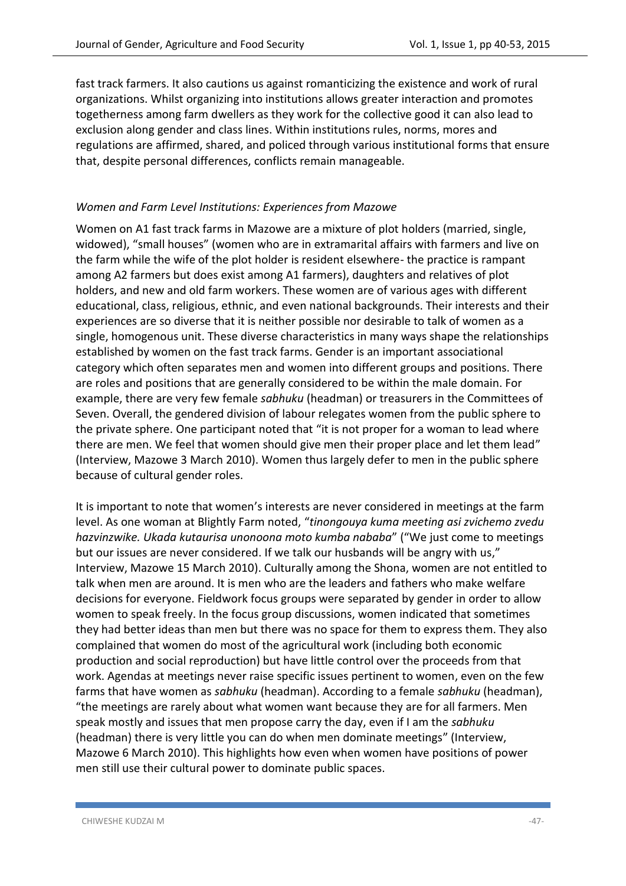fast track farmers. It also cautions us against romanticizing the existence and work of rural organizations. Whilst organizing into institutions allows greater interaction and promotes togetherness among farm dwellers as they work for the collective good it can also lead to exclusion along gender and class lines. Within institutions rules, norms, mores and regulations are affirmed, shared, and policed through various institutional forms that ensure that, despite personal differences, conflicts remain manageable.

### *Women and Farm Level Institutions: Experiences from Mazowe*

Women on A1 fast track farms in Mazowe are a mixture of plot holders (married, single, widowed), "small houses" (women who are in extramarital affairs with farmers and live on the farm while the wife of the plot holder is resident elsewhere- the practice is rampant among A2 farmers but does exist among A1 farmers), daughters and relatives of plot holders, and new and old farm workers. These women are of various ages with different educational, class, religious, ethnic, and even national backgrounds. Their interests and their experiences are so diverse that it is neither possible nor desirable to talk of women as a single, homogenous unit. These diverse characteristics in many ways shape the relationships established by women on the fast track farms. Gender is an important associational category which often separates men and women into different groups and positions. There are roles and positions that are generally considered to be within the male domain. For example, there are very few female *sabhuku* (headman) or treasurers in the Committees of Seven. Overall, the gendered division of labour relegates women from the public sphere to the private sphere. One participant noted that "it is not proper for a woman to lead where there are men. We feel that women should give men their proper place and let them lead" (Interview, Mazowe 3 March 2010). Women thus largely defer to men in the public sphere because of cultural gender roles.

It is important to note that women's interests are never considered in meetings at the farm level. As one woman at Blightly Farm noted, "*tinongouya kuma meeting asi zvichemo zvedu hazvinzwike. Ukada kutaurisa unonoona moto kumba nababa*" ("We just come to meetings but our issues are never considered. If we talk our husbands will be angry with us," Interview, Mazowe 15 March 2010). Culturally among the Shona, women are not entitled to talk when men are around. It is men who are the leaders and fathers who make welfare decisions for everyone. Fieldwork focus groups were separated by gender in order to allow women to speak freely. In the focus group discussions, women indicated that sometimes they had better ideas than men but there was no space for them to express them. They also complained that women do most of the agricultural work (including both economic production and social reproduction) but have little control over the proceeds from that work. Agendas at meetings never raise specific issues pertinent to women, even on the few farms that have women as *sabhuku* (headman). According to a female *sabhuku* (headman), "the meetings are rarely about what women want because they are for all farmers. Men speak mostly and issues that men propose carry the day, even if I am the *sabhuku* (headman) there is very little you can do when men dominate meetings" (Interview, Mazowe 6 March 2010). This highlights how even when women have positions of power men still use their cultural power to dominate public spaces.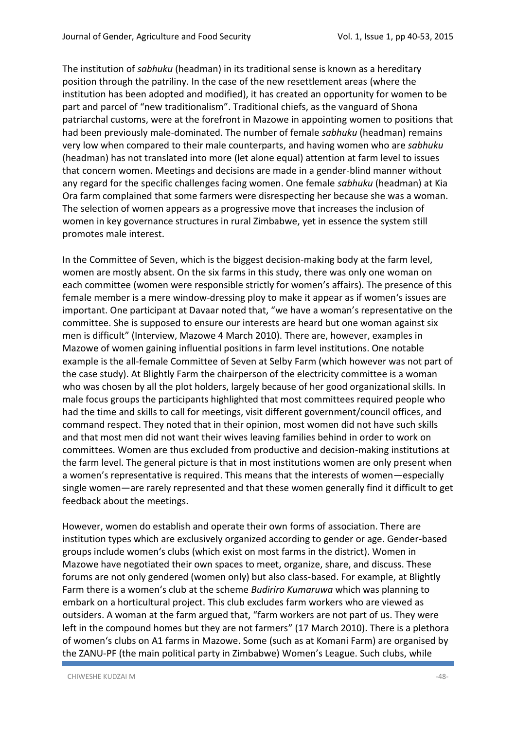The institution of *sabhuku* (headman) in its traditional sense is known as a hereditary position through the patriliny. In the case of the new resettlement areas (where the institution has been adopted and modified), it has created an opportunity for women to be part and parcel of "new traditionalism". Traditional chiefs, as the vanguard of Shona patriarchal customs, were at the forefront in Mazowe in appointing women to positions that had been previously male-dominated. The number of female *sabhuku* (headman) remains very low when compared to their male counterparts, and having women who are *sabhuku* (headman) has not translated into more (let alone equal) attention at farm level to issues that concern women. Meetings and decisions are made in a gender-blind manner without any regard for the specific challenges facing women. One female *sabhuku* (headman) at Kia Ora farm complained that some farmers were disrespecting her because she was a woman. The selection of women appears as a progressive move that increases the inclusion of women in key governance structures in rural Zimbabwe, yet in essence the system still promotes male interest.

In the Committee of Seven, which is the biggest decision-making body at the farm level, women are mostly absent. On the six farms in this study, there was only one woman on each committee (women were responsible strictly for women's affairs). The presence of this female member is a mere window-dressing ploy to make it appear as if women's issues are important. One participant at Davaar noted that, "we have a woman's representative on the committee. She is supposed to ensure our interests are heard but one woman against six men is difficult" (Interview, Mazowe 4 March 2010). There are, however, examples in Mazowe of women gaining influential positions in farm level institutions. One notable example is the all-female Committee of Seven at Selby Farm (which however was not part of the case study). At Blightly Farm the chairperson of the electricity committee is a woman who was chosen by all the plot holders, largely because of her good organizational skills. In male focus groups the participants highlighted that most committees required people who had the time and skills to call for meetings, visit different government/council offices, and command respect. They noted that in their opinion, most women did not have such skills and that most men did not want their wives leaving families behind in order to work on committees. Women are thus excluded from productive and decision-making institutions at the farm level. The general picture is that in most institutions women are only present when a women's representative is required. This means that the interests of women—especially single women—are rarely represented and that these women generally find it difficult to get feedback about the meetings.

However, women do establish and operate their own forms of association. There are institution types which are exclusively organized according to gender or age. Gender-based groups include women's clubs (which exist on most farms in the district). Women in Mazowe have negotiated their own spaces to meet, organize, share, and discuss. These forums are not only gendered (women only) but also class-based. For example, at Blightly Farm there is a women's club at the scheme *Budiriro Kumaruwa* which was planning to embark on a horticultural project. This club excludes farm workers who are viewed as outsiders. A woman at the farm argued that, "farm workers are not part of us. They were left in the compound homes but they are not farmers" (17 March 2010). There is a plethora of women's clubs on A1 farms in Mazowe. Some (such as at Komani Farm) are organised by the ZANU-PF (the main political party in Zimbabwe) Women's League. Such clubs, while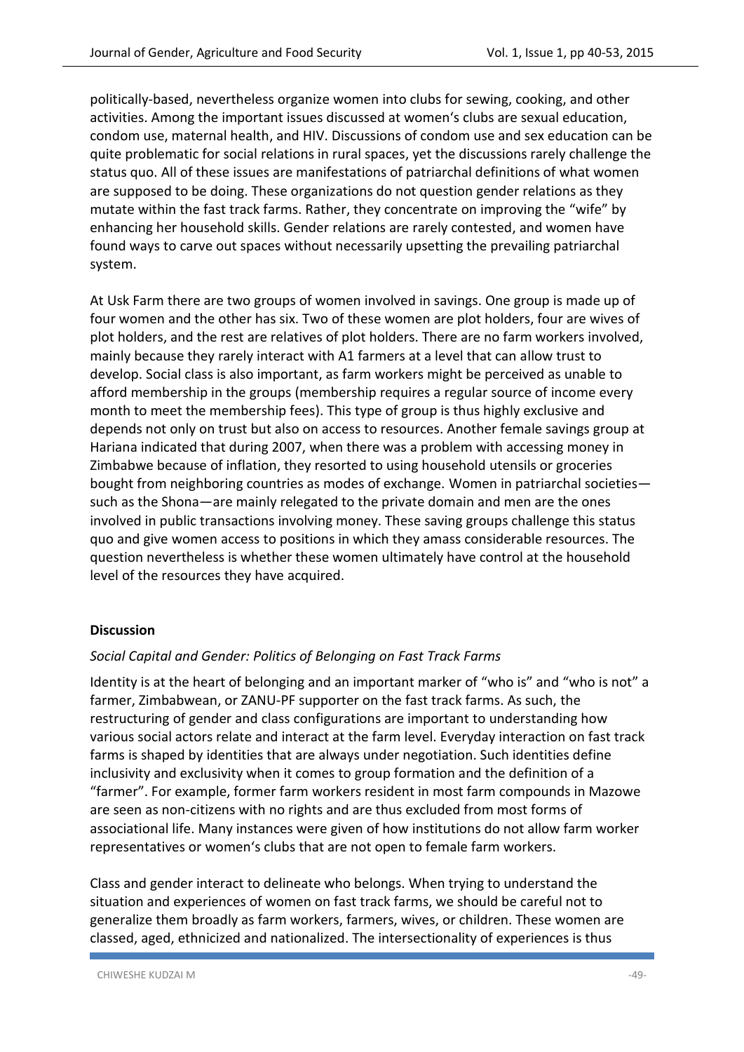politically-based, nevertheless organize women into clubs for sewing, cooking, and other activities. Among the important issues discussed at women's clubs are sexual education, condom use, maternal health, and HIV. Discussions of condom use and sex education can be quite problematic for social relations in rural spaces, yet the discussions rarely challenge the status quo. All of these issues are manifestations of patriarchal definitions of what women are supposed to be doing. These organizations do not question gender relations as they mutate within the fast track farms. Rather, they concentrate on improving the "wife" by enhancing her household skills. Gender relations are rarely contested, and women have found ways to carve out spaces without necessarily upsetting the prevailing patriarchal system.

At Usk Farm there are two groups of women involved in savings. One group is made up of four women and the other has six. Two of these women are plot holders, four are wives of plot holders, and the rest are relatives of plot holders. There are no farm workers involved, mainly because they rarely interact with A1 farmers at a level that can allow trust to develop. Social class is also important, as farm workers might be perceived as unable to afford membership in the groups (membership requires a regular source of income every month to meet the membership fees). This type of group is thus highly exclusive and depends not only on trust but also on access to resources. Another female savings group at Hariana indicated that during 2007, when there was a problem with accessing money in Zimbabwe because of inflation, they resorted to using household utensils or groceries bought from neighboring countries as modes of exchange. Women in patriarchal societies—such as the Shona—are mainly relegated to the private domain and men are the ones involved in public transactions involving money. These saving groups challenge this status quo and give women access to positions in which they amass considerable resources. The question nevertheless is whether these women ultimately have control at the household level of the resources they have acquired.

## Discussion

### *Social Capital and Gender: Politics of Belonging on Fast Track Farms*

Identity is at the heart of belonging and an important marker of "who is" and "who is not" a farmer, Zimbabwean, or ZANU-PF supporter on the fast track farms. As such, the restructuring of gender and class configurations are important to understanding how various social actors relate and interact at the farm level. Everyday interaction on fast track farms is shaped by identities that are always under negotiation. Such identities define inclusivity and exclusivity when it comes to group formation and the definition of a "farmer". For example, former farm workers resident in most farm compounds in Mazowe are seen as non-citizens with no rights and are thus excluded from most forms of associational life. Many instances were given of how institutions do not allow farm worker representatives or women's clubs that are not open to female farm workers.

Class and gender interact to delineate who belongs. When trying to understand the situation and experiences of women on fast track farms, we should be careful not to generalize them broadly as farm workers, farmers, wives, or children. These women are classed, aged, ethnicized and nationalized. The intersectionality of experiences is thus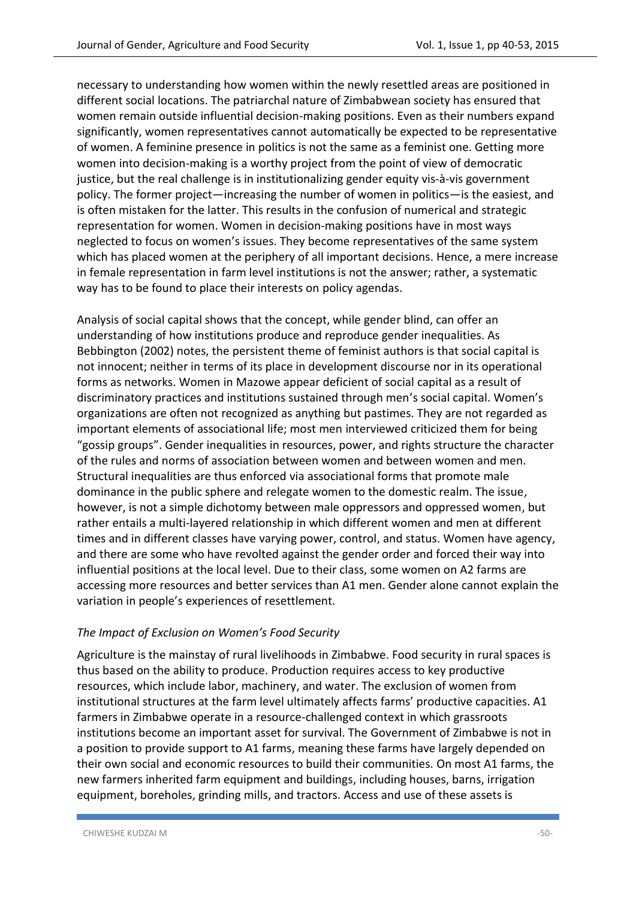necessary to understanding how women within the newly resettled areas are positioned in different social locations. The patriarchal nature of Zimbabwean society has ensured that women remain outside influential decision-making positions. Even as their numbers expand significantly, women representatives cannot automatically be expected to be representative of women. A feminine presence in politics is not the same as a feminist one. Getting more women into decision-making is a worthy project from the point of view of democratic justice, but the real challenge is in institutionalizing gender equity vis-à-vis government policy. The former project—increasing the number of women in politics—is the easiest, and is often mistaken for the latter. This results in the confusion of numerical and strategic representation for women. Women in decision-making positions have in most ways neglected to focus on women's issues. They become representatives of the same system which has placed women at the periphery of all important decisions. Hence, a mere increase in female representation in farm level institutions is not the answer; rather, a systematic way has to be found to place their interests on policy agendas.

Analysis of social capital shows that the concept, while gender blind, can offer an understanding of how institutions produce and reproduce gender inequalities. As Bebbington (2002) notes, the persistent theme of feminist authors is that social capital is not innocent; neither in terms of its place in development discourse nor in its operational forms as networks. Women in Mazowe appear deficient of social capital as a result of discriminatory practices and institutions sustained through men's social capital. Women's organizations are often not recognized as anything but pastimes. They are not regarded as important elements of associational life; most men interviewed criticized them for being "gossip groups". Gender inequalities in resources, power, and rights structure the character of the rules and norms of association between women and between women and men. Structural inequalities are thus enforced via associational forms that promote male dominance in the public sphere and relegate women to the domestic realm. The issue, however, is not a simple dichotomy between male oppressors and oppressed women, but rather entails a multi-layered relationship in which different women and men at different times and in different classes have varying power, control, and status. Women have agency, and there are some who have revolted against the gender order and forced their way into influential positions at the local level. Due to their class, some women on A2 farms are accessing more resources and better services than A1 men. Gender alone cannot explain the variation in people's experiences of resettlement.

### *The Impact of Exclusion on Women's Food Security*

Agriculture is the mainstay of rural livelihoods in Zimbabwe. Food security in rural spaces is thus based on the ability to produce. Production requires access to key productive resources, which include labor, machinery, and water. The exclusion of women from institutional structures at the farm level ultimately affects farms' productive capacities. A1 farmers in Zimbabwe operate in a resource-challenged context in which grassroots institutions become an important asset for survival. The Government of Zimbabwe is not in a position to provide support to A1 farms, meaning these farms have largely depended on their own social and economic resources to build their communities. On most A1 farms, the new farmers inherited farm equipment and buildings, including houses, barns, irrigation equipment, boreholes, grinding mills, and tractors. Access and use of these assets is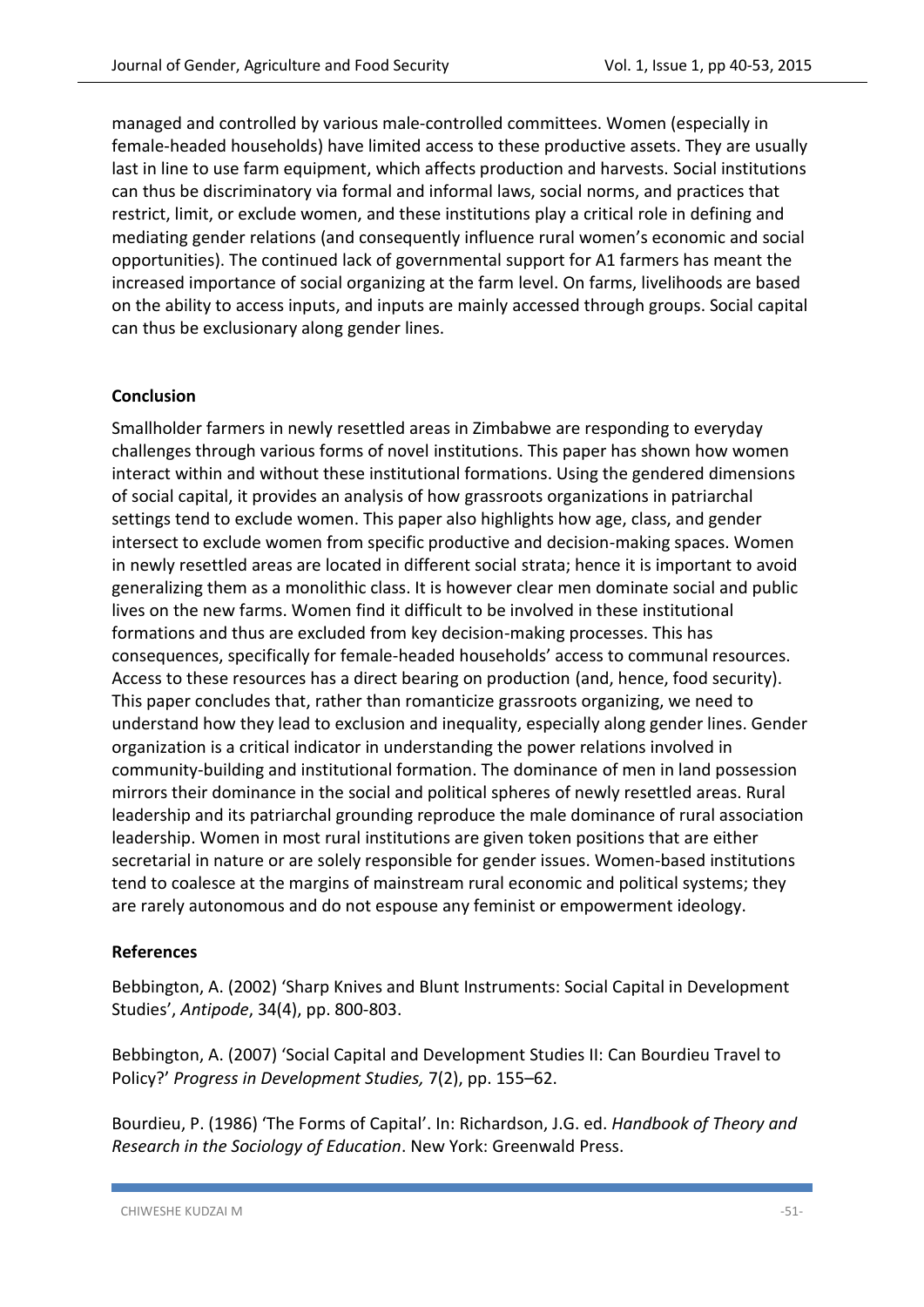managed and controlled by various male-controlled committees. Women (especially in female-headed households) have limited access to these productive assets. They are usually last in line to use farm equipment, which affects production and harvests. Social institutions can thus be discriminatory via formal and informal laws, social norms, and practices that restrict, limit, or exclude women, and these institutions play a critical role in defining and mediating gender relations (and consequently influence rural women's economic and social opportunities). The continued lack of governmental support for A1 farmers has meant the increased importance of social organizing at the farm level. On farms, livelihoods are based on the ability to access inputs, and inputs are mainly accessed through groups. Social capital can thus be exclusionary along gender lines.

## Conclusion

Smallholder farmers in newly resettled areas in Zimbabwe are responding to everyday challenges through various forms of novel institutions. This paper has shown how women interact within and without these institutional formations. Using the gendered dimensions of social capital, it provides an analysis of how grassroots organizations in patriarchal settings tend to exclude women. This paper also highlights how age, class, and gender intersect to exclude women from specific productive and decision-making spaces. Women in newly resettled areas are located in different social strata; hence it is important to avoid generalizing them as a monolithic class. It is however clear men dominate social and public lives on the new farms. Women find it difficult to be involved in these institutional formations and thus are excluded from key decision-making processes. This has consequences, specifically for female-headed households' access to communal resources. Access to these resources has a direct bearing on production (and, hence, food security). This paper concludes that, rather than romanticize grassroots organizing, we need to understand how they lead to exclusion and inequality, especially along gender lines. Gender organization is a critical indicator in understanding the power relations involved in community-building and institutional formation. The dominance of men in land possession mirrors their dominance in the social and political spheres of newly resettled areas. Rural leadership and its patriarchal grounding reproduce the male dominance of rural association leadership. Women in most rural institutions are given token positions that are either secretarial in nature or are solely responsible for gender issues. Women-based institutions tend to coalesce at the margins of mainstream rural economic and political systems; they are rarely autonomous and do not espouse any feminist or empowerment ideology.

## References

Bebbington, A. (2002) 'Sharp Knives and Blunt Instruments: Social Capital in Development Studies', *Antipode*, 34(4), pp. 800-803.

Bebbington, A. (2007) 'Social Capital and Development Studies II: Can Bourdieu Travel to Policy?' *Progress in Development Studies,* 7(2), pp. 155–62.

Bourdieu, P. (1986) 'The Forms of Capital'. In: Richardson, J.G. ed. *Handbook of Theory and Research in the Sociology of Education*. New York: Greenwald Press.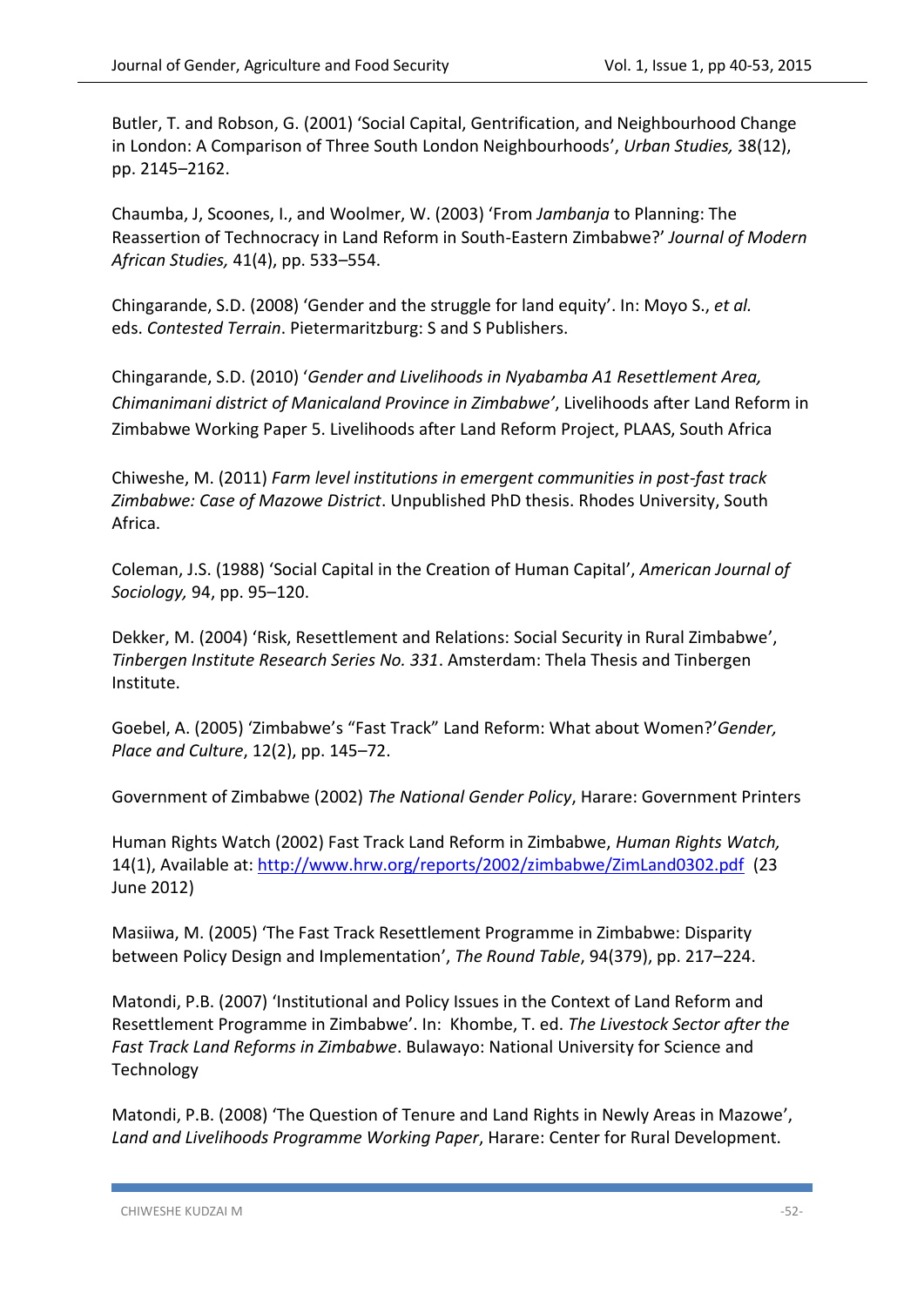Butler, T. and Robson, G. (2001) 'Social Capital, Gentrification, and Neighbourhood Change in London: A Comparison of Three South London Neighbourhoods', *Urban Studies,* 38(12), pp. 2145–2162.

Chaumba, J, Scoones, I., and Woolmer, W. (2003) 'From *Jambanja* to Planning: The Reassertion of Technocracy in Land Reform in South-Eastern Zimbabwe?' *Journal of Modern African Studies,* 41(4), pp. 533–554.

Chingarande, S.D. (2008) 'Gender and the struggle for land equity'. In: Moyo S., *et al.* eds. *Contested Terrain*. Pietermaritzburg: S and S Publishers.

Chingarande, S.D. (2010) '*Gender and Livelihoods in Nyabamba A1 Resettlement Area, Chimanimani district of Manicaland Province in Zimbabwe'*, Livelihoods after Land Reform in Zimbabwe Working Paper 5. Livelihoods after Land Reform Project, PLAAS, South Africa

Chiweshe, M. (2011) *Farm level institutions in emergent communities in post-fast track Zimbabwe: Case of Mazowe District*. Unpublished PhD thesis. Rhodes University, South Africa.

Coleman, J.S. (1988) 'Social Capital in the Creation of Human Capital', *American Journal of Sociology,* 94, pp. 95–120.

Dekker, M. (2004) 'Risk, Resettlement and Relations: Social Security in Rural Zimbabwe', *Tinbergen Institute Research Series No. 331*. Amsterdam: Thela Thesis and Tinbergen Institute.

Goebel, A. (2005) 'Zimbabwe's "Fast Track" Land Reform: What about Women?'*Gender, Place and Culture*, 12(2), pp. 145–72.

Government of Zimbabwe (2002) *The National Gender Policy*, Harare: Government Printers

Human Rights Watch (2002) Fast Track Land Reform in Zimbabwe, *Human Rights Watch,* 14(1), Available at: http://www.hrw.org/reports/2002/zimbabwe/ZimLand0302.pdf (23 June 2012)

Masiiwa, M. (2005) 'The Fast Track Resettlement Programme in Zimbabwe: Disparity between Policy Design and Implementation', *The Round Table*, 94(379), pp. 217–224.

Matondi, P.B. (2007) 'Institutional and Policy Issues in the Context of Land Reform and Resettlement Programme in Zimbabwe'. In: Khombe, T. ed. *The Livestock Sector after the Fast Track Land Reforms in Zimbabwe*. Bulawayo: National University for Science and Technology

Matondi, P.B. (2008) 'The Question of Tenure and Land Rights in Newly Areas in Mazowe', *Land and Livelihoods Programme Working Paper*, Harare: Center for Rural Development.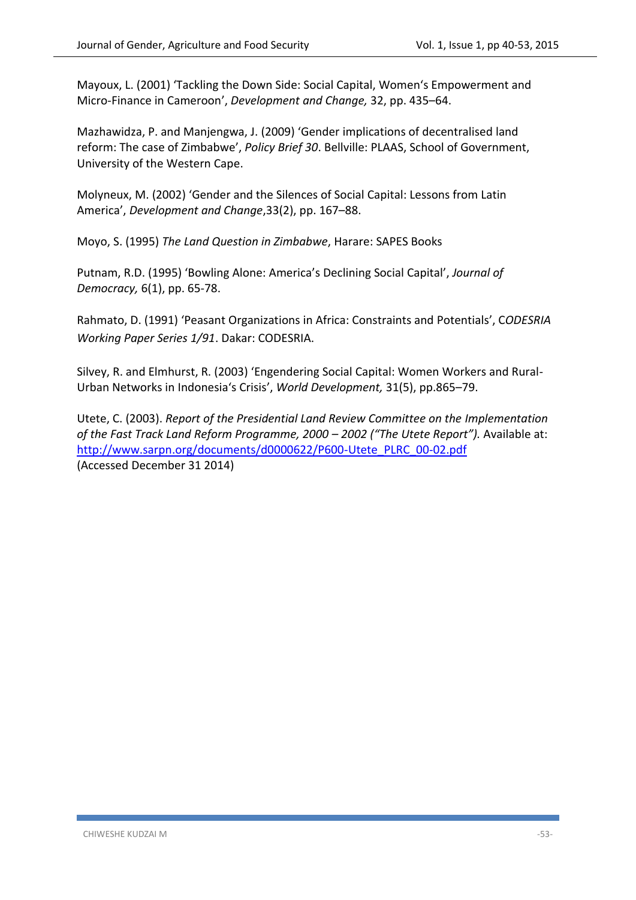Mayoux, L. (2001) 'Tackling the Down Side: Social Capital, Women's Empowerment and Micro-Finance in Cameroon', *Development and Change,* 32, pp. 435–64.

Mazhawidza, P. and Manjengwa, J. (2009) 'Gender implications of decentralised land reform: The case of Zimbabwe', *Policy Brief 30*. Bellville: PLAAS, School of Government, University of the Western Cape.

Molyneux, M. (2002) 'Gender and the Silences of Social Capital: Lessons from Latin America', *Development and Change*,33(2), pp. 167–88.

Moyo, S. (1995) *The Land Question in Zimbabwe*, Harare: SAPES Books

Putnam, R.D. (1995) 'Bowling Alone: America's Declining Social Capital', *Journal of Democracy,* 6(1), pp. 65-78.

Rahmato, D. (1991) 'Peasant Organizations in Africa: Constraints and Potentials', C*ODESRIA Working Paper Series 1/91*. Dakar: CODESRIA.

Silvey, R. and Elmhurst, R. (2003) 'Engendering Social Capital: Women Workers and Rural-Urban Networks in Indonesia's Crisis', *World Development,* 31(5), pp.865–79.

Utete, C. (2003). *Report of the Presidential Land Review Committee on the Implementation of the Fast Track Land Reform Programme, 2000 – 2002 ("The Utete Report").* Available at: http://www.sarpn.org/documents/d0000622/P600-Utete_PLRC_00-02.pdf (Accessed December 31 2014)